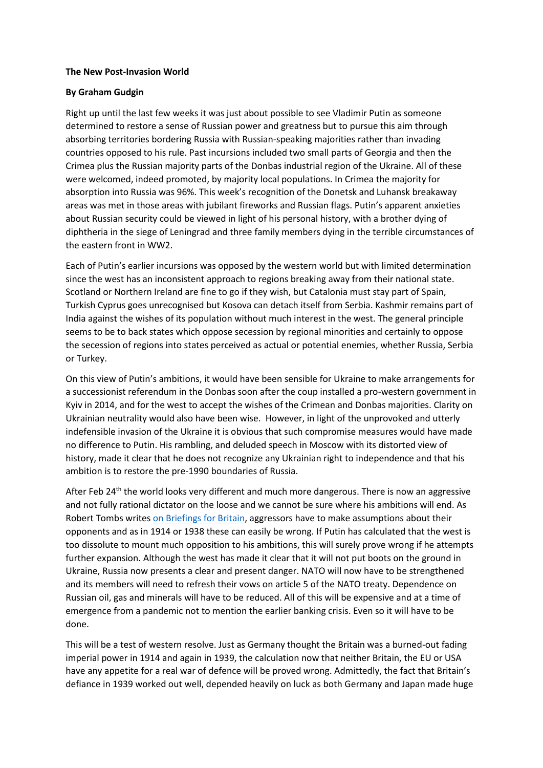**The New Post-Invasion World**

**By Graham Gudgin**

Right up until the last few weeks it was just about possible to see Vladimir Putin as someone determined to restore a sense of Russian power and greatness but to pursue this aim through absorbing territories bordering Russia with Russian-speaking majorities rather than invading countries opposed to his rule. Past incursions included two small parts of Georgia and then the Crimea plus the Russian majority parts of the Donbas industrial region of the Ukraine. All of these were welcomed, indeed promoted, by majority local populations. In Crimea the majority for absorption into Russia was 96%. This week's recognition of the Donetsk and Luhansk breakaway areas was met in those areas with jubilant fireworks and Russian flags. Putin's apparent anxieties about Russian security could be viewed in light of his personal history, with a brother dying of diphtheria in the siege of Leningrad and three family members dying in the terrible circumstances of the eastern front in WW2.

Each of Putin's earlier incursions was opposed by the western world but with limited determination since the west has an inconsistent approach to regions breaking away from their national state. Scotland or Northern Ireland are fine to go if they wish, but Catalonia must stay part of Spain, Turkish Cyprus goes unrecognised but Kosova can detach itself from Serbia. Kashmir remains part of India against the wishes of its population without much interest in the west. The general principle seems to be to back states which oppose secession by regional minorities and certainly to oppose the secession of regions into states perceived as actual or potential enemies, whether Russia, Serbia or Turkey.

On this view of Putin's ambitions, it would have been sensible for Ukraine to make arrangements for a successionist referendum in the Donbas soon after the coup installed a pro-western government in Kyiv in 2014, and for the west to accept the wishes of the Crimean and Donbas majorities. Clarity on Ukrainian neutrality would also have been wise. However, in light of the unprovoked and utterly indefensible invasion of the Ukraine it is obvious that such compromise measures would have made no difference to Putin. His rambling, and deluded speech in Moscow with its distorted view of history, made it clear that he does not recognize any Ukrainian right to independence and that his ambition is to restore the pre-1990 boundaries of Russia.

After Feb 24th the world looks very different and much more dangerous. There is now an aggressive and not fully rational dictator on the loose and we cannot be sure where his ambitions will end. As Robert Tombs writes on Briefings for Britain, aggressors have to make assumptions about their opponents and as in 1914 or 1938 these can easily be wrong. If Putin has calculated that the west is too dissolute to mount much opposition to his ambitions, this will surely prove wrong if he attempts further expansion. Although the west has made it clear that it will not put boots on the ground in Ukraine, Russia now presents a clear and present danger. NATO will now have to be strengthened and its members will need to refresh their vows on article 5 of the NATO treaty. Dependence on Russian oil, gas and minerals will have to be reduced. All of this will be expensive and at a time of emergence from a pandemic not to mention the earlier banking crisis. Even so it will have to be done.

This will be a test of western resolve. Just as Germany thought the Britain was a burned-out fading imperial power in 1914 and again in 1939, the calculation now that neither Britain, the EU or USA have any appetite for a real war of defence will be proved wrong. Admittedly, the fact that Britain's defiance in 1939 worked out well, depended heavily on luck as both Germany and Japan made huge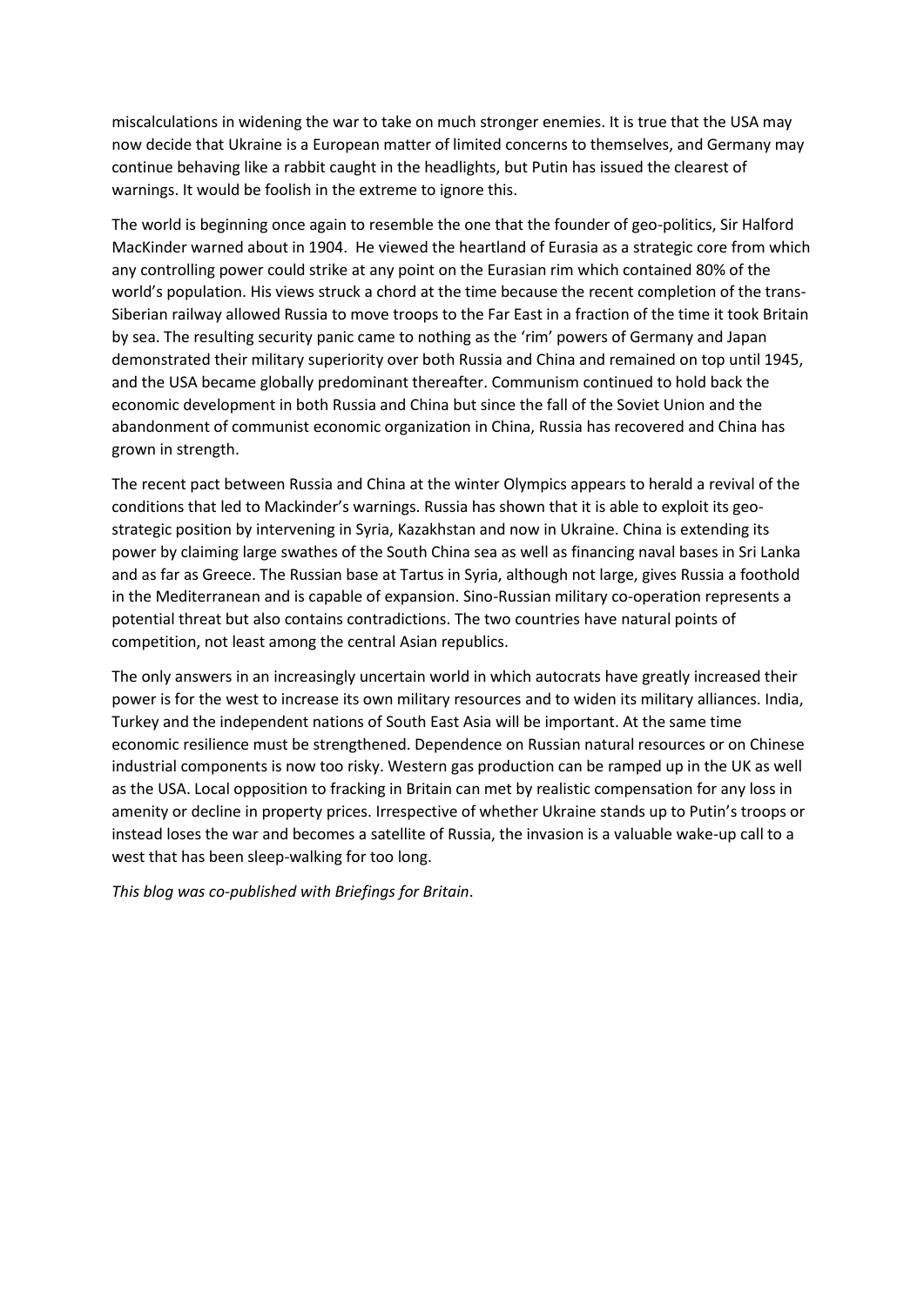miscalculations in widening the war to take on much stronger enemies. It is true that the USA may now decide that Ukraine is a European matter of limited concerns to themselves, and Germany may continue behaving like a rabbit caught in the headlights, but Putin has issued the clearest of warnings. It would be foolish in the extreme to ignore this.

The world is beginning once again to resemble the one that the founder of geo-politics, Sir Halford MacKinder warned about in 1904. He viewed the heartland of Eurasia as a strategic core from which any controlling power could strike at any point on the Eurasian rim which contained 80% of the world's population. His views struck a chord at the time because the recent completion of the trans-Siberian railway allowed Russia to move troops to the Far East in a fraction of the time it took Britain by sea. The resulting security panic came to nothing as the 'rim' powers of Germany and Japan demonstrated their military superiority over both Russia and China and remained on top until 1945, and the USA became globally predominant thereafter. Communism continued to hold back the economic development in both Russia and China but since the fall of the Soviet Union and the abandonment of communist economic organization in China, Russia has recovered and China has grown in strength.

The recent pact between Russia and China at the winter Olympics appears to herald a revival of the conditions that led to Mackinder's warnings. Russia has shown that it is able to exploit its geo-strategic position by intervening in Syria, Kazakhstan and now in Ukraine. China is extending its power by claiming large swathes of the South China sea as well as financing naval bases in Sri Lanka and as far as Greece. The Russian base at Tartus in Syria, although not large, gives Russia a foothold in the Mediterranean and is capable of expansion. Sino-Russian military co-operation represents a potential threat but also contains contradictions. The two countries have natural points of competition, not least among the central Asian republics.

The only answers in an increasingly uncertain world in which autocrats have greatly increased their power is for the west to increase its own military resources and to widen its military alliances. India, Turkey and the independent nations of South East Asia will be important. At the same time economic resilience must be strengthened. Dependence on Russian natural resources or on Chinese industrial components is now too risky. Western gas production can be ramped up in the UK as well as the USA. Local opposition to fracking in Britain can met by realistic compensation for any loss in amenity or decline in property prices. Irrespective of whether Ukraine stands up to Putin's troops or instead loses the war and becomes a satellite of Russia, the invasion is a valuable wake-up call to a west that has been sleep-walking for too long.

*This blog was co-published with Briefings for Britain*.